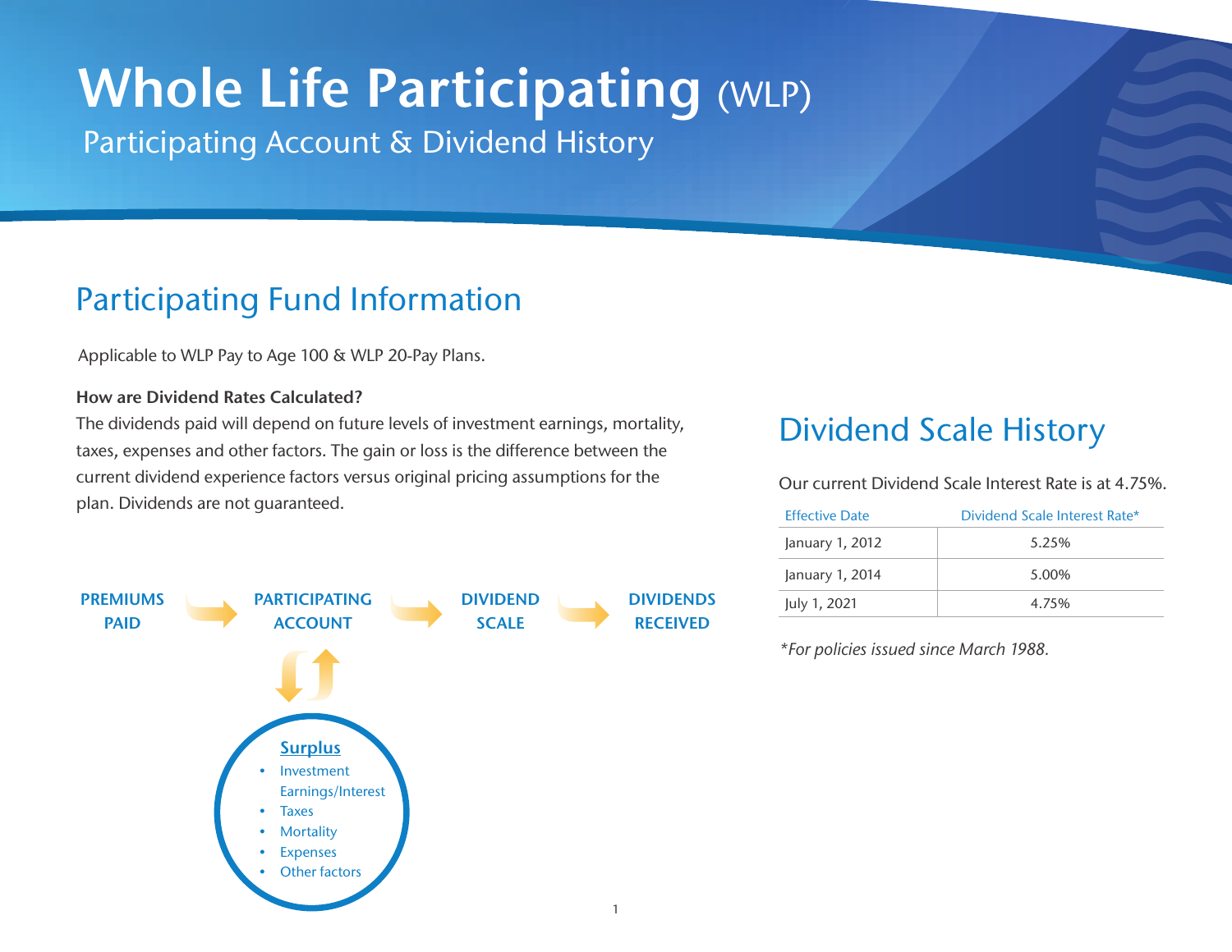# Whole Life Participating (WLP)

Participating Account & Dividend History

## Participating Fund Information

Applicable to WLP Pay to Age 100 & WLP 20-Pay Plans.

**How are Dividend Rates Calculated?**

The dividends paid will depend on future levels of investment earnings, mortality, taxes, expenses and other factors. The gain or loss is the difference between the current dividend experience factors versus original pricing assumptions for the plan. Dividends are not guaranteed.

**PREMIUMS PAID** → **PARTICIPATING ACCOUNT** → **DIVIDEND SCALE** → **DIVIDENDS RECEIVED**

PARTICIPATING ACCOUNT ⇅ Surplus

**Surplus**

- Investment Earnings/Interest
- Taxes
- Mortality
- Expenses
- Other factors

## Dividend Scale History

Our current Dividend Scale Interest Rate is at 4.75%.

| Effective Date | Dividend Scale Interest Rate* |
|---|---|
| January 1, 2012 | 5.25% |
| January 1, 2014 | 5.00% |
| July 1, 2021 | 4.75% |

*For policies issued since March 1988.*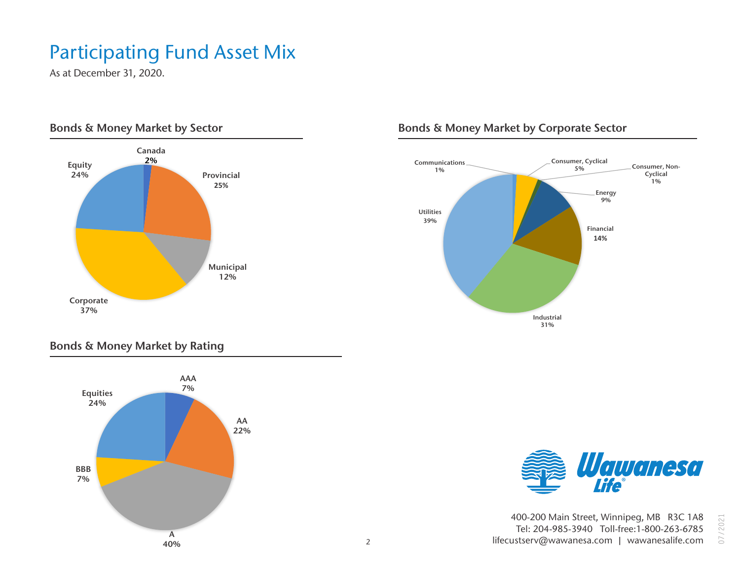# Participating Fund Asset Mix

As at December 31, 2020.

## Bonds & Money Market by Sector

Canada
2%

Provincial
25%

Municipal
12%

Corporate
37%

Equity
24%

## Bonds & Money Market by Corporate Sector

Communications
1%

Consumer, Cyclical
5%

Consumer, Non-Cyclical
1%

Energy
9%

Financial
14%

Industrial
31%

Utilities
39%

## Bonds & Money Market by Rating

AAA
7%

AA
22%

A
40%

BBB
7%

Equities
24%

Wawanesa Life®

400-200 Main Street, Winnipeg, MB R3C 1A8
Tel: 204-985-3940 Toll-free:1-800-263-6785
lifecustserv@wawanesa.com | wawanesalife.com

07/2021